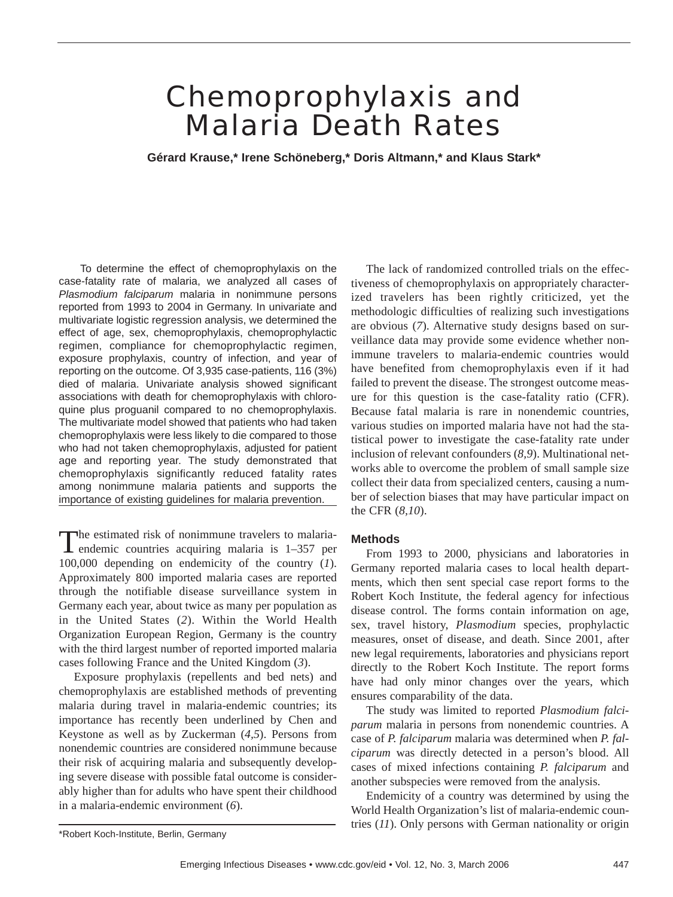# Chemoprophylaxis and Malaria Death Rates

**Gérard Krause,* Irene Schöneberg,* Doris Altmann,* and Klaus Stark***

To determine the effect of chemoprophylaxis on the case-fatality rate of malaria, we analyzed all cases of *Plasmodium falciparum* malaria in nonimmune persons reported from 1993 to 2004 in Germany. In univariate and multivariate logistic regression analysis, we determined the effect of age, sex, chemoprophylaxis, chemoprophylactic regimen, compliance for chemoprophylactic regimen, exposure prophylaxis, country of infection, and year of reporting on the outcome. Of 3,935 case-patients, 116 (3%) died of malaria. Univariate analysis showed significant associations with death for chemoprophylaxis with chloroquine plus proguanil compared to no chemoprophylaxis. The multivariate model showed that patients who had taken chemoprophylaxis were less likely to die compared to those who had not taken chemoprophylaxis, adjusted for patient age and reporting year. The study demonstrated that chemoprophylaxis significantly reduced fatality rates among nonimmune malaria patients and supports the importance of existing guidelines for malaria prevention.

The estimated risk of nonimmune travelers to malaria-endemic countries acquiring malaria is 1–357 per 100,000 depending on endemicity of the country (*1*). Approximately 800 imported malaria cases are reported through the notifiable disease surveillance system in Germany each year, about twice as many per population as in the United States (*2*). Within the World Health Organization European Region, Germany is the country with the third largest number of reported imported malaria cases following France and the United Kingdom (*3*).

Exposure prophylaxis (repellents and bed nets) and chemoprophylaxis are established methods of preventing malaria during travel in malaria-endemic countries; its importance has recently been underlined by Chen and Keystone as well as by Zuckerman (*4,5*). Persons from nonendemic countries are considered nonimmune because their risk of acquiring malaria and subsequently developing severe disease with possible fatal outcome is considerably higher than for adults who have spent their childhood in a malaria-endemic environment (*6*).

\*Robert Koch-Institute, Berlin, Germany

The lack of randomized controlled trials on the effectiveness of chemoprophylaxis on appropriately characterized travelers has been rightly criticized, yet the methodologic difficulties of realizing such investigations are obvious (*7*). Alternative study designs based on surveillance data may provide some evidence whether nonimmune travelers to malaria-endemic countries would have benefited from chemoprophylaxis even if it had failed to prevent the disease. The strongest outcome measure for this question is the case-fatality ratio (CFR). Because fatal malaria is rare in nonendemic countries, various studies on imported malaria have not had the statistical power to investigate the case-fatality rate under inclusion of relevant confounders (*8,9*). Multinational networks able to overcome the problem of small sample size collect their data from specialized centers, causing a number of selection biases that may have particular impact on the CFR (*8,10*).

## Methods

From 1993 to 2000, physicians and laboratories in Germany reported malaria cases to local health departments, which then sent special case report forms to the Robert Koch Institute, the federal agency for infectious disease control. The forms contain information on age, sex, travel history, *Plasmodium* species, prophylactic measures, onset of disease, and death. Since 2001, after new legal requirements, laboratories and physicians report directly to the Robert Koch Institute. The report forms have had only minor changes over the years, which ensures comparability of the data.

The study was limited to reported *Plasmodium falciparum* malaria in persons from nonendemic countries. A case of *P. falciparum* malaria was determined when *P. falciparum* was directly detected in a person's blood. All cases of mixed infections containing *P. falciparum* and another subspecies were removed from the analysis.

Endemicity of a country was determined by using the World Health Organization's list of malaria-endemic countries (*11*). Only persons with German nationality or origin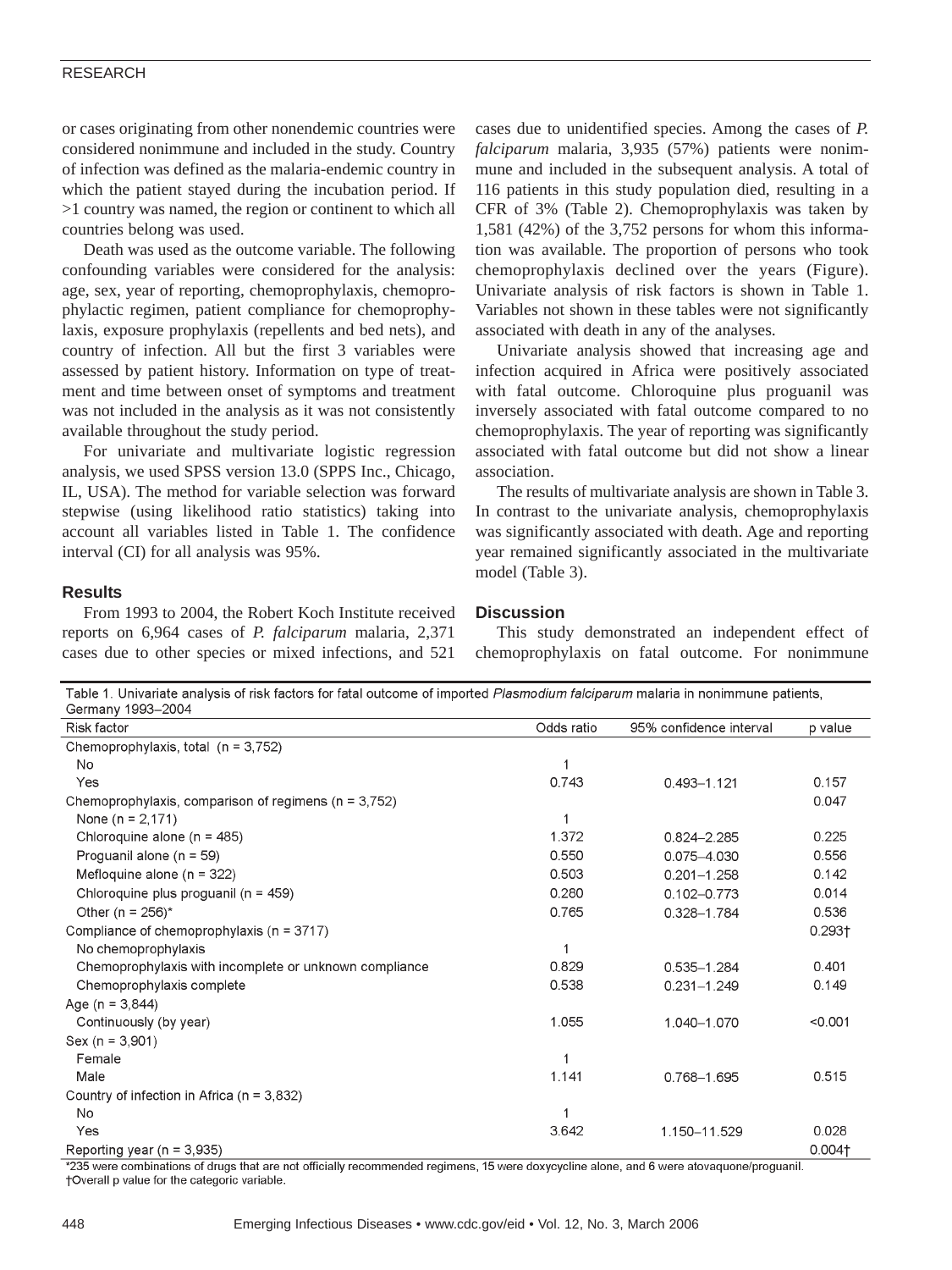or cases originating from other nonendemic countries were considered nonimmune and included in the study. Country of infection was defined as the malaria-endemic country in which the patient stayed during the incubation period. If >1 country was named, the region or continent to which all countries belong was used.

Death was used as the outcome variable. The following confounding variables were considered for the analysis: age, sex, year of reporting, chemoprophylaxis, chemoprophylactic regimen, patient compliance for chemoprophylaxis, exposure prophylaxis (repellents and bed nets), and country of infection. All but the first 3 variables were assessed by patient history. Information on type of treatment and time between onset of symptoms and treatment was not included in the analysis as it was not consistently available throughout the study period.

For univariate and multivariate logistic regression analysis, we used SPSS version 13.0 (SPPS Inc., Chicago, IL, USA). The method for variable selection was forward stepwise (using likelihood ratio statistics) taking into account all variables listed in Table 1. The confidence interval (CI) for all analysis was 95%.

## Results

From 1993 to 2004, the Robert Koch Institute received reports on 6,964 cases of *P. falciparum* malaria, 2,371 cases due to other species or mixed infections, and 521 cases due to unidentified species. Among the cases of *P. falciparum* malaria, 3,935 (57%) patients were nonimmune and included in the subsequent analysis. A total of 116 patients in this study population died, resulting in a CFR of 3% (Table 2). Chemoprophylaxis was taken by 1,581 (42%) of the 3,752 persons for whom this information was available. The proportion of persons who took chemoprophylaxis declined over the years (Figure). Univariate analysis of risk factors is shown in Table 1. Variables not shown in these tables were not significantly associated with death in any of the analyses.

Univariate analysis showed that increasing age and infection acquired in Africa were positively associated with fatal outcome. Chloroquine plus proguanil was inversely associated with fatal outcome compared to no chemoprophylaxis. The year of reporting was significantly associated with fatal outcome but did not show a linear association.

The results of multivariate analysis are shown in Table 3. In contrast to the univariate analysis, chemoprophylaxis was significantly associated with death. Age and reporting year remained significantly associated in the multivariate model (Table 3).

## Discussion

This study demonstrated an independent effect of chemoprophylaxis on fatal outcome. For nonimmune

Table 1. Univariate analysis of risk factors for fatal outcome of imported *Plasmodium falciparum* malaria in nonimmune patients, Germany 1993–2004

| Risk factor | Odds ratio | 95% confidence interval | p value |
|---|---|---|---|
| Chemoprophylaxis, total (n = 3,752) | | | |
| No | 1 | | |
| Yes | 0.743 | 0.493–1.121 | 0.157 |
| Chemoprophylaxis, comparison of regimens (n = 3,752) | | | 0.047 |
| None (n = 2,171) | 1 | | |
| Chloroquine alone (n = 485) | 1.372 | 0.824–2.285 | 0.225 |
| Proguanil alone (n = 59) | 0.550 | 0.075–4.030 | 0.556 |
| Mefloquine alone (n = 322) | 0.503 | 0.201–1.258 | 0.142 |
| Chloroquine plus proguanil (n = 459) | 0.280 | 0.102–0.773 | 0.014 |
| Other (n = 256)* | 0.765 | 0.328–1.784 | 0.536 |
| Compliance of chemoprophylaxis (n = 3717) | | | 0.293† |
| No chemoprophylaxis | 1 | | |
| Chemoprophylaxis with incomplete or unknown compliance | 0.829 | 0.535–1.284 | 0.401 |
| Chemoprophylaxis complete | 0.538 | 0.231–1.249 | 0.149 |
| Age (n = 3,844) | | | |
| Continuously (by year) | 1.055 | 1.040–1.070 | <0.001 |
| Sex (n = 3,901) | | | |
| Female | 1 | | |
| Male | 1.141 | 0.768–1.695 | 0.515 |
| Country of infection in Africa (n = 3,832) | | | |
| No | 1 | | |
| Yes | 3.642 | 1.150–11.529 | 0.028 |
| Reporting year (n = 3,935) | | | 0.004† |

*235 were combinations of drugs that are not officially recommended regimens, 15 were doxycycline alone, and 6 were atovaquone/proguanil.
†Overall p value for the categoric variable.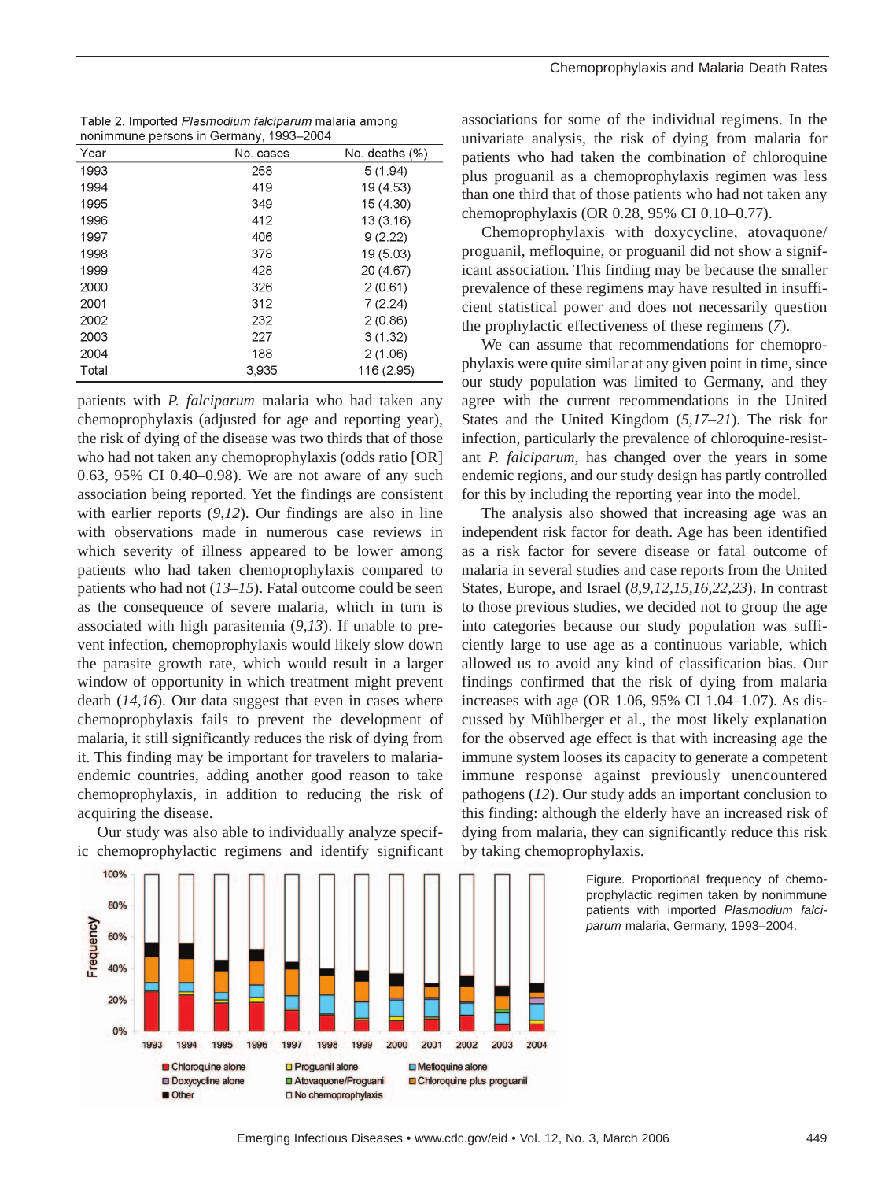Table 2. Imported *Plasmodium falciparum* malaria among nonimmune persons in Germany, 1993–2004

| Year | No. cases | No. deaths (%) |
|---|---|---|
| 1993 | 258 | 5 (1.94) |
| 1994 | 419 | 19 (4.53) |
| 1995 | 349 | 15 (4.30) |
| 1996 | 412 | 13 (3.16) |
| 1997 | 406 | 9 (2.22) |
| 1998 | 378 | 19 (5.03) |
| 1999 | 428 | 20 (4.67) |
| 2000 | 326 | 2 (0.61) |
| 2001 | 312 | 7 (2.24) |
| 2002 | 232 | 2 (0.86) |
| 2003 | 227 | 3 (1.32) |
| 2004 | 188 | 2 (1.06) |
| Total | 3,935 | 116 (2.95) |

patients with *P. falciparum* malaria who had taken any chemoprophylaxis (adjusted for age and reporting year), the risk of dying of the disease was two thirds that of those who had not taken any chemoprophylaxis (odds ratio [OR] 0.63, 95% CI 0.40–0.98). We are not aware of any such association being reported. Yet the findings are consistent with earlier reports (*9,12*). Our findings are also in line with observations made in numerous case reviews in which severity of illness appeared to be lower among patients who had taken chemoprophylaxis compared to patients who had not (*13–15*). Fatal outcome could be seen as the consequence of severe malaria, which in turn is associated with high parasitemia (*9,13*). If unable to prevent infection, chemoprophylaxis would likely slow down the parasite growth rate, which would result in a larger window of opportunity in which treatment might prevent death (*14,16*). Our data suggest that even in cases where chemoprophylaxis fails to prevent the development of malaria, it still significantly reduces the risk of dying from it. This finding may be important for travelers to malaria-endemic countries, adding another good reason to take chemoprophylaxis, in addition to reducing the risk of acquiring the disease.

Our study was also able to individually analyze specific chemoprophylactic regimens and identify significant associations for some of the individual regimens. In the univariate analysis, the risk of dying from malaria for patients who had taken the combination of chloroquine plus proguanil as a chemoprophylaxis regimen was less than one third that of those patients who had not taken any chemoprophylaxis (OR 0.28, 95% CI 0.10–0.77).

Chemoprophylaxis with doxycycline, atovaquone/proguanil, mefloquine, or proguanil did not show a significant association. This finding may be because the smaller prevalence of these regimens may have resulted in insufficient statistical power and does not necessarily question the prophylactic effectiveness of these regimens (*7*).

We can assume that recommendations for chemoprophylaxis were quite similar at any given point in time, since our study population was limited to Germany, and they agree with the current recommendations in the United States and the United Kingdom (*5,17–21*). The risk for infection, particularly the prevalence of chloroquine-resistant *P. falciparum*, has changed over the years in some endemic regions, and our study design has partly controlled for this by including the reporting year into the model.

The analysis also showed that increasing age was an independent risk factor for death. Age has been identified as a risk factor for severe disease or fatal outcome of malaria in several studies and case reports from the United States, Europe, and Israel (*8,9,12,15,16,22,23*). In contrast to those previous studies, we decided not to group the age into categories because our study population was sufficiently large to use age as a continuous variable, which allowed us to avoid any kind of classification bias. Our findings confirmed that the risk of dying from malaria increases with age (OR 1.06, 95% CI 1.04–1.07). As discussed by Mühlberger et al., the most likely explanation for the observed age effect is that with increasing age the immune system looses its capacity to generate a competent immune response against previously unencountered pathogens (*12*). Our study adds an important conclusion to this finding: although the elderly have an increased risk of dying from malaria, they can significantly reduce this risk by taking chemoprophylaxis.

Figure. Proportional frequency of chemoprophylactic regimen taken by nonimmune patients with imported *Plasmodium falciparum* malaria, Germany, 1993–2004.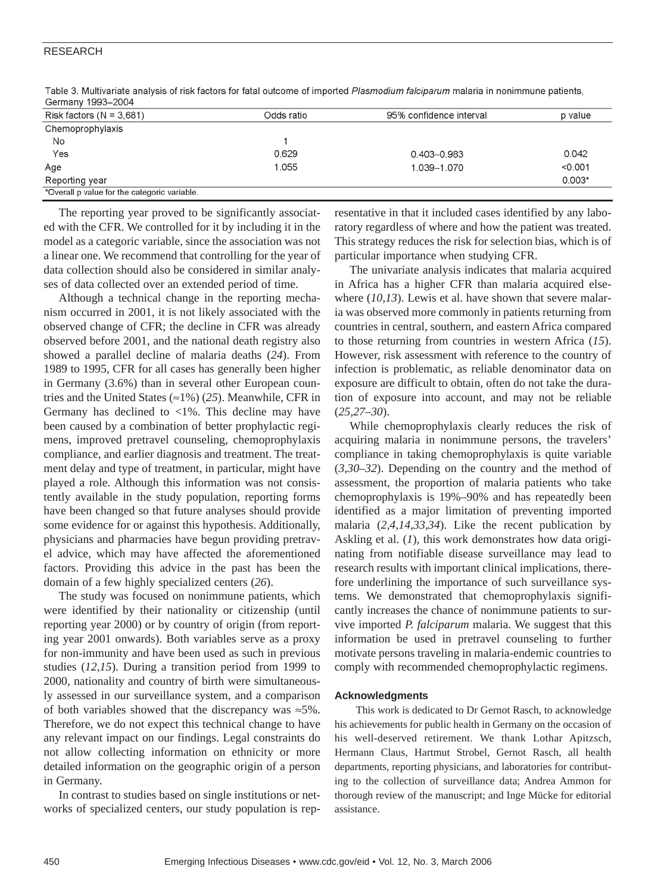Table 3. Multivariate analysis of risk factors for fatal outcome of imported *Plasmodium falciparum* malaria in nonimmune patients, Germany 1993–2004

| Risk factors (N = 3,681) | Odds ratio | 95% confidence interval | p value |
|---|---|---|---|
| Chemoprophylaxis | | | |
| No | 1 | | |
| Yes | 0.629 | 0.403–0.983 | 0.042 |
| Age | 1.055 | 1.039–1.070 | <0.001 |
| Reporting year | | | 0.003* |

*Overall p value for the categoric variable.

The reporting year proved to be significantly associated with the CFR. We controlled for it by including it in the model as a categoric variable, since the association was not a linear one. We recommend that controlling for the year of data collection should also be considered in similar analyses of data collected over an extended period of time.

Although a technical change in the reporting mechanism occurred in 2001, it is not likely associated with the observed change of CFR; the decline in CFR was already observed before 2001, and the national death registry also showed a parallel decline of malaria deaths (*24*). From 1989 to 1995, CFR for all cases has generally been higher in Germany (3.6%) than in several other European countries and the United States (≈1%) (*25*). Meanwhile, CFR in Germany has declined to <1%. This decline may have been caused by a combination of better prophylactic regimens, improved pretravel counseling, chemoprophylaxis compliance, and earlier diagnosis and treatment. The treatment delay and type of treatment, in particular, might have played a role. Although this information was not consistently available in the study population, reporting forms have been changed so that future analyses should provide some evidence for or against this hypothesis. Additionally, physicians and pharmacies have begun providing pretravel advice, which may have affected the aforementioned factors. Providing this advice in the past has been the domain of a few highly specialized centers (*26*).

The study was focused on nonimmune patients, which were identified by their nationality or citizenship (until reporting year 2000) or by country of origin (from reporting year 2001 onwards). Both variables serve as a proxy for non-immunity and have been used as such in previous studies (*12,15*). During a transition period from 1999 to 2000, nationality and country of birth were simultaneously assessed in our surveillance system, and a comparison of both variables showed that the discrepancy was ≈5%. Therefore, we do not expect this technical change to have any relevant impact on our findings. Legal constraints do not allow collecting information on ethnicity or more detailed information on the geographic origin of a person in Germany.

In contrast to studies based on single institutions or networks of specialized centers, our study population is representative in that it included cases identified by any laboratory regardless of where and how the patient was treated. This strategy reduces the risk for selection bias, which is of particular importance when studying CFR.

The univariate analysis indicates that malaria acquired in Africa has a higher CFR than malaria acquired elsewhere (*10,13*). Lewis et al. have shown that severe malaria was observed more commonly in patients returning from countries in central, southern, and eastern Africa compared to those returning from countries in western Africa (*15*). However, risk assessment with reference to the country of infection is problematic, as reliable denominator data on exposure are difficult to obtain, often do not take the duration of exposure into account, and may not be reliable (*25,27–30*).

While chemoprophylaxis clearly reduces the risk of acquiring malaria in nonimmune persons, the travelers' compliance in taking chemoprophylaxis is quite variable (*3,30–32*). Depending on the country and the method of assessment, the proportion of malaria patients who take chemoprophylaxis is 19%–90% and has repeatedly been identified as a major limitation of preventing imported malaria (*2,4,14,33,34*). Like the recent publication by Askling et al. (*1*), this work demonstrates how data originating from notifiable disease surveillance may lead to research results with important clinical implications, therefore underlining the importance of such surveillance systems. We demonstrated that chemoprophylaxis significantly increases the chance of nonimmune patients to survive imported *P. falciparum* malaria. We suggest that this information be used in pretravel counseling to further motivate persons traveling in malaria-endemic countries to comply with recommended chemoprophylactic regimens.

## Acknowledgments

This work is dedicated to Dr Gernot Rasch, to acknowledge his achievements for public health in Germany on the occasion of his well-deserved retirement. We thank Lothar Apitzsch, Hermann Claus, Hartmut Strobel, Gernot Rasch, all health departments, reporting physicians, and laboratories for contributing to the collection of surveillance data; Andrea Ammon for thorough review of the manuscript; and Inge Mücke for editorial assistance.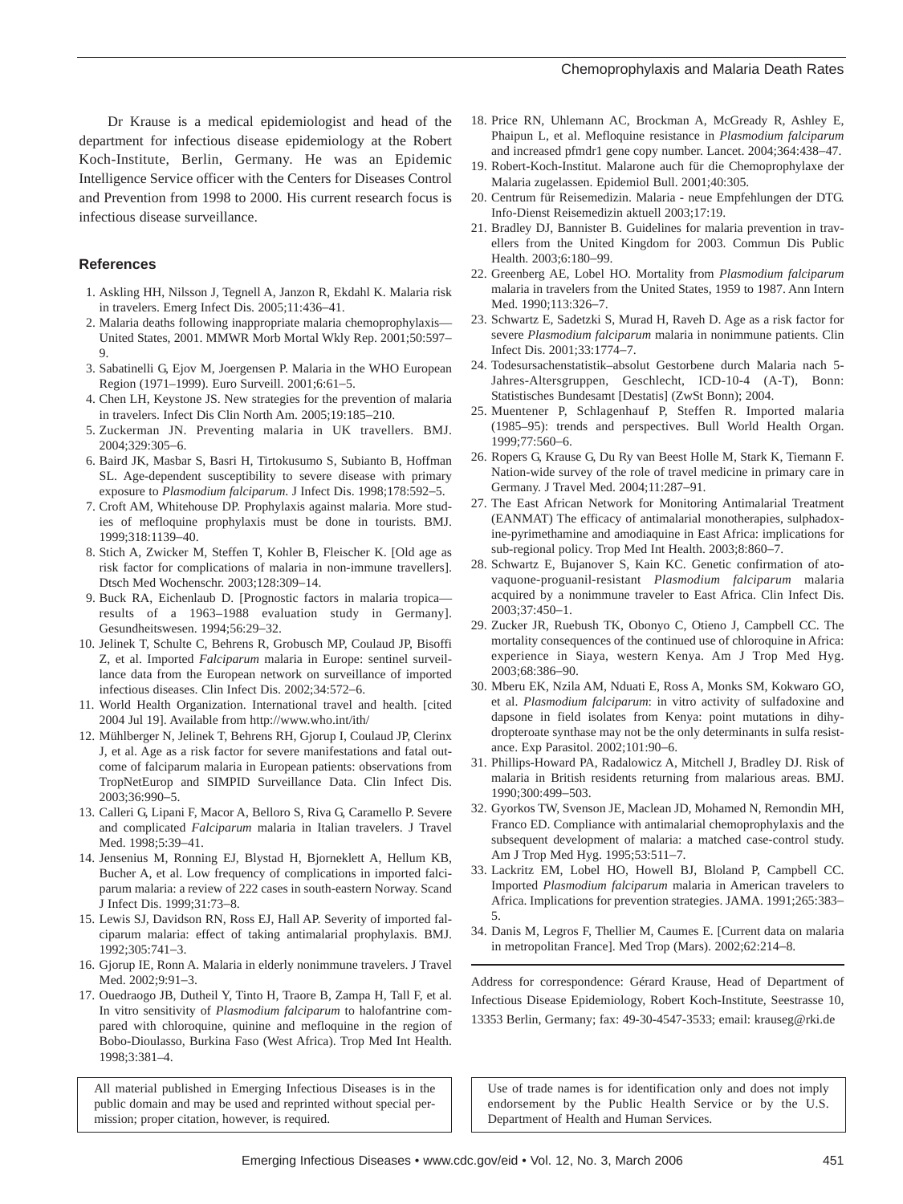Dr Krause is a medical epidemiologist and head of the department for infectious disease epidemiology at the Robert Koch-Institute, Berlin, Germany. He was an Epidemic Intelligence Service officer with the Centers for Diseases Control and Prevention from 1998 to 2000. His current research focus is infectious disease surveillance.

## References

1. Askling HH, Nilsson J, Tegnell A, Janzon R, Ekdahl K. Malaria risk in travelers. Emerg Infect Dis. 2005;11:436–41.
2. Malaria deaths following inappropriate malaria chemoprophylaxis—United States, 2001. MMWR Morb Mortal Wkly Rep. 2001;50:597–9.
3. Sabatinelli G, Ejov M, Joergensen P. Malaria in the WHO European Region (1971–1999). Euro Surveill. 2001;6:61–5.
4. Chen LH, Keystone JS. New strategies for the prevention of malaria in travelers. Infect Dis Clin North Am. 2005;19:185–210.
5. Zuckerman JN. Preventing malaria in UK travellers. BMJ. 2004;329:305–6.
6. Baird JK, Masbar S, Basri H, Tirtokusumo S, Subianto B, Hoffman SL. Age-dependent susceptibility to severe disease with primary exposure to *Plasmodium falciparum*. J Infect Dis. 1998;178:592–5.
7. Croft AM, Whitehouse DP. Prophylaxis against malaria. More studies of mefloquine prophylaxis must be done in tourists. BMJ. 1999;318:1139–40.
8. Stich A, Zwicker M, Steffen T, Kohler B, Fleischer K. [Old age as risk factor for complications of malaria in non-immune travellers]. Dtsch Med Wochenschr. 2003;128:309–14.
9. Buck RA, Eichenlaub D. [Prognostic factors in malaria tropica—results of a 1963–1988 evaluation study in Germany]. Gesundheitswesen. 1994;56:29–32.
10. Jelinek T, Schulte C, Behrens R, Grobusch MP, Coulaud JP, Bisoffi Z, et al. Imported *Falciparum* malaria in Europe: sentinel surveillance data from the European network on surveillance of imported infectious diseases. Clin Infect Dis. 2002;34:572–6.
11. World Health Organization. International travel and health. [cited 2004 Jul 19]. Available from http://www.who.int/ith/
12. Mühlberger N, Jelinek T, Behrens RH, Gjorup I, Coulaud JP, Clerinx J, et al. Age as a risk factor for severe manifestations and fatal outcome of falciparum malaria in European patients: observations from TropNetEurop and SIMPID Surveillance Data. Clin Infect Dis. 2003;36:990–5.
13. Calleri G, Lipani F, Macor A, Belloro S, Riva G, Caramello P. Severe and complicated *Falciparum* malaria in Italian travelers. J Travel Med. 1998;5:39–41.
14. Jensenius M, Ronning EJ, Blystad H, Bjorneklett A, Hellum KB, Bucher A, et al. Low frequency of complications in imported falciparum malaria: a review of 222 cases in south-eastern Norway. Scand J Infect Dis. 1999;31:73–8.
15. Lewis SJ, Davidson RN, Ross EJ, Hall AP. Severity of imported falciparum malaria: effect of taking antimalarial prophylaxis. BMJ. 1992;305:741–3.
16. Gjorup IE, Ronn A. Malaria in elderly nonimmune travelers. J Travel Med. 2002;9:91–3.
17. Ouedraogo JB, Dutheil Y, Tinto H, Traore B, Zampa H, Tall F, et al. In vitro sensitivity of *Plasmodium falciparum* to halofantrine compared with chloroquine, quinine and mefloquine in the region of Bobo-Dioulasso, Burkina Faso (West Africa). Trop Med Int Health. 1998;3:381–4.
18. Price RN, Uhlemann AC, Brockman A, McGready R, Ashley E, Phaipun L, et al. Mefloquine resistance in *Plasmodium falciparum* and increased pfmdr1 gene copy number. Lancet. 2004;364:438–47.
19. Robert-Koch-Institut. Malarone auch für die Chemoprophylaxe der Malaria zugelassen. Epidemiol Bull. 2001;40:305.
20. Centrum für Reisemedizin. Malaria - neue Empfehlungen der DTG. Info-Dienst Reisemedizin aktuell 2003;17:19.
21. Bradley DJ, Bannister B. Guidelines for malaria prevention in travellers from the United Kingdom for 2003. Commun Dis Public Health. 2003;6:180–99.
22. Greenberg AE, Lobel HO. Mortality from *Plasmodium falciparum* malaria in travelers from the United States, 1959 to 1987. Ann Intern Med. 1990;113:326–7.
23. Schwartz E, Sadetzki S, Murad H, Raveh D. Age as a risk factor for severe *Plasmodium falciparum* malaria in nonimmune patients. Clin Infect Dis. 2001;33:1774–7.
24. Todesursachenstatistik–absolut Gestorbene durch Malaria nach 5-Jahres-Altersgruppen, Geschlecht, ICD-10-4 (A-T), Bonn: Statistisches Bundesamt [Destatis] (ZwSt Bonn); 2004.
25. Muentener P, Schlagenhauf P, Steffen R. Imported malaria (1985–95): trends and perspectives. Bull World Health Organ. 1999;77:560–6.
26. Ropers G, Krause G, Du Ry van Beest Holle M, Stark K, Tiemann F. Nation-wide survey of the role of travel medicine in primary care in Germany. J Travel Med. 2004;11:287–91.
27. The East African Network for Monitoring Antimalarial Treatment (EANMAT) The efficacy of antimalarial monotherapies, sulphadoxine-pyrimethamine and amodiaquine in East Africa: implications for sub-regional policy. Trop Med Int Health. 2003;8:860–7.
28. Schwartz E, Bujanover S, Kain KC. Genetic confirmation of atovaquone-proguanil-resistant *Plasmodium falciparum* malaria acquired by a nonimmune traveler to East Africa. Clin Infect Dis. 2003;37:450–1.
29. Zucker JR, Ruebush TK, Obonyo C, Otieno J, Campbell CC. The mortality consequences of the continued use of chloroquine in Africa: experience in Siaya, western Kenya. Am J Trop Med Hyg. 2003;68:386–90.
30. Mberu EK, Nzila AM, Nduati E, Ross A, Monks SM, Kokwaro GO, et al. *Plasmodium falciparum*: in vitro activity of sulfadoxine and dapsone in field isolates from Kenya: point mutations in dihydropteroate synthase may not be the only determinants in sulfa resistance. Exp Parasitol. 2002;101:90–6.
31. Phillips-Howard PA, Radalowicz A, Mitchell J, Bradley DJ. Risk of malaria in British residents returning from malarious areas. BMJ. 1990;300:499–503.
32. Gyorkos TW, Svenson JE, Maclean JD, Mohamed N, Remondin MH, Franco ED. Compliance with antimalarial chemoprophylaxis and the subsequent development of malaria: a matched case-control study. Am J Trop Med Hyg. 1995;53:511–7.
33. Lackritz EM, Lobel HO, Howell BJ, Bloland P, Campbell CC. Imported *Plasmodium falciparum* malaria in American travelers to Africa. Implications for prevention strategies. JAMA. 1991;265:383–5.
34. Danis M, Legros F, Thellier M, Caumes E. [Current data on malaria in metropolitan France]. Med Trop (Mars). 2002;62:214–8.

Address for correspondence: Gérard Krause, Head of Department of Infectious Disease Epidemiology, Robert Koch-Institute, Seestrasse 10, 13353 Berlin, Germany; fax: 49-30-4547-3533; email: krauseg@rki.de

All material published in Emerging Infectious Diseases is in the public domain and may be used and reprinted without special permission; proper citation, however, is required.

Use of trade names is for identification only and does not imply endorsement by the Public Health Service or by the U.S. Department of Health and Human Services.